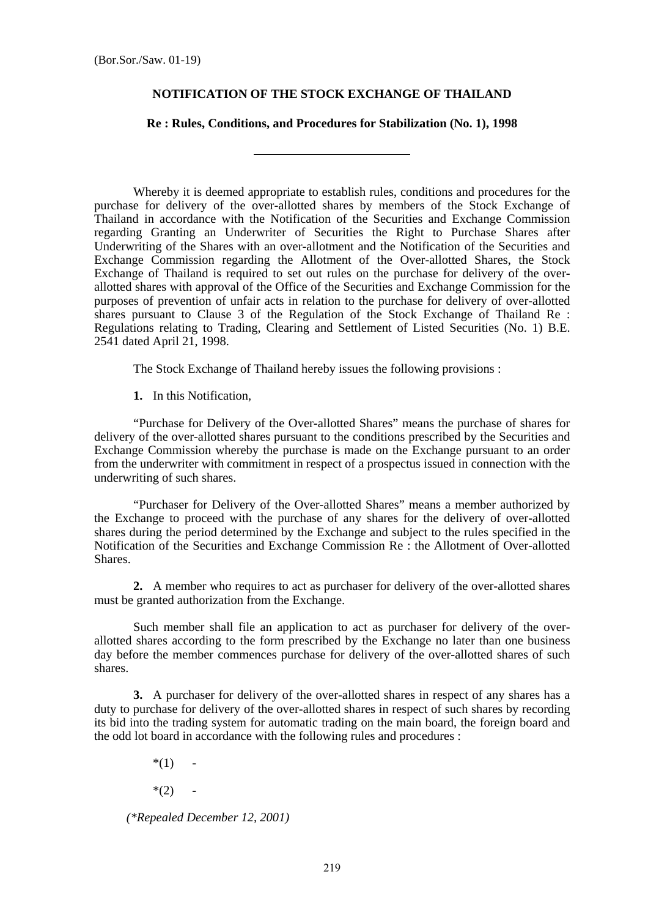(Bor.Sor./Saw. 01-19)

# NOTIFICATION OF THE STOCK EXCHANGE OF THAILAND

## Re : Rules, Conditions, and Procedures for Stabilization (No. 1), 1998

---

Whereby it is deemed appropriate to establish rules, conditions and procedures for the purchase for delivery of the over-allotted shares by members of the Stock Exchange of Thailand in accordance with the Notification of the Securities and Exchange Commission regarding Granting an Underwriter of Securities the Right to Purchase Shares after Underwriting of the Shares with an over-allotment and the Notification of the Securities and Exchange Commission regarding the Allotment of the Over-allotted Shares, the Stock Exchange of Thailand is required to set out rules on the purchase for delivery of the over-allotted shares with approval of the Office of the Securities and Exchange Commission for the purposes of prevention of unfair acts in relation to the purchase for delivery of over-allotted shares pursuant to Clause 3 of the Regulation of the Stock Exchange of Thailand Re : Regulations relating to Trading, Clearing and Settlement of Listed Securities (No. 1) B.E. 2541 dated April 21, 1998.

The Stock Exchange of Thailand hereby issues the following provisions :

**1.** In this Notification,

"Purchase for Delivery of the Over-allotted Shares" means the purchase of shares for delivery of the over-allotted shares pursuant to the conditions prescribed by the Securities and Exchange Commission whereby the purchase is made on the Exchange pursuant to an order from the underwriter with commitment in respect of a prospectus issued in connection with the underwriting of such shares.

"Purchaser for Delivery of the Over-allotted Shares" means a member authorized by the Exchange to proceed with the purchase of any shares for the delivery of over-allotted shares during the period determined by the Exchange and subject to the rules specified in the Notification of the Securities and Exchange Commission Re : the Allotment of Over-allotted Shares.

**2.** A member who requires to act as purchaser for delivery of the over-allotted shares must be granted authorization from the Exchange.

Such member shall file an application to act as purchaser for delivery of the over-allotted shares according to the form prescribed by the Exchange no later than one business day before the member commences purchase for delivery of the over-allotted shares of such shares.

**3.** A purchaser for delivery of the over-allotted shares in respect of any shares has a duty to purchase for delivery of the over-allotted shares in respect of such shares by recording its bid into the trading system for automatic trading on the main board, the foreign board and the odd lot board in accordance with the following rules and procedures :

*(1) -

*(2) -

*(*Repealed December 12, 2001)*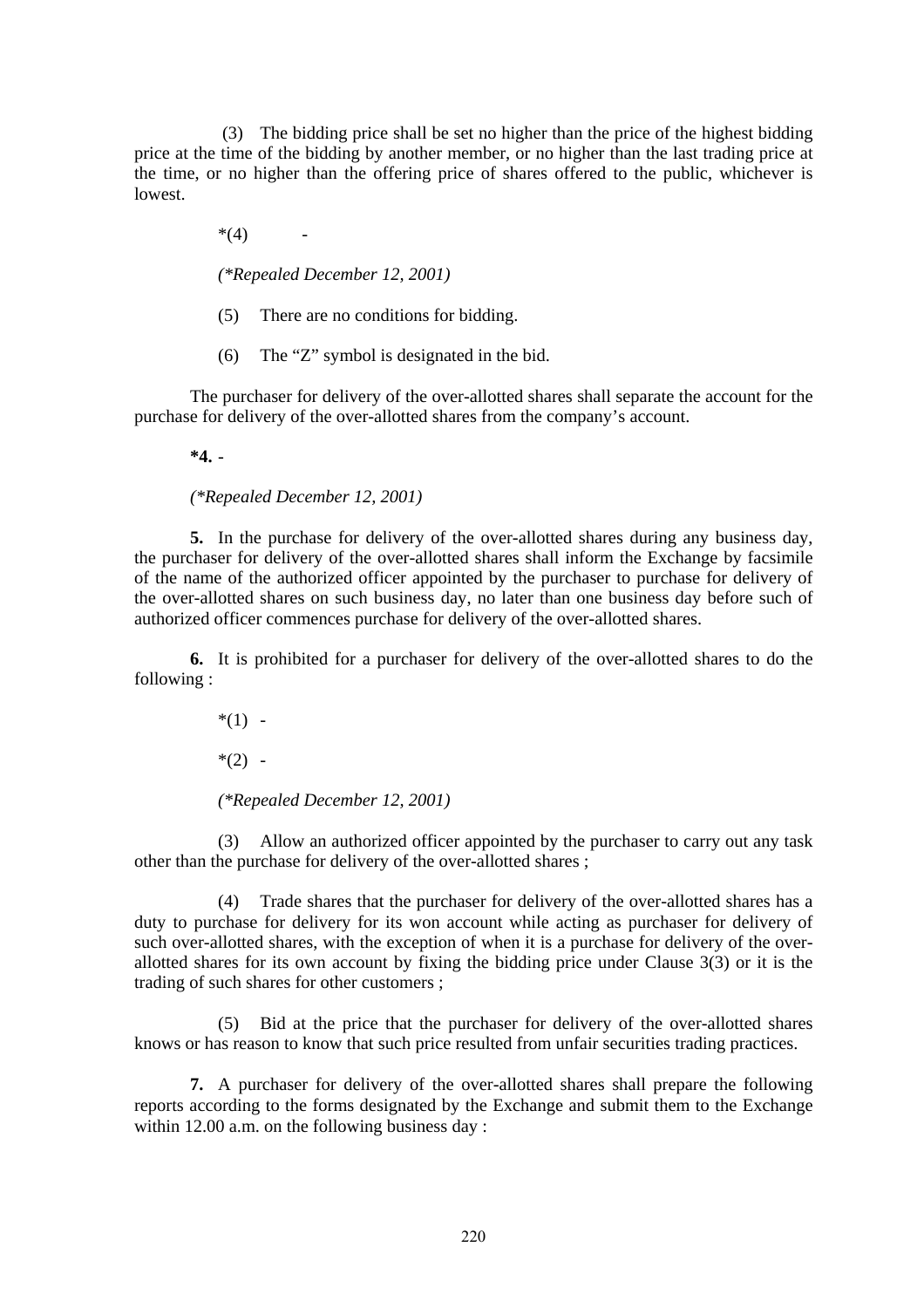(3) The bidding price shall be set no higher than the price of the highest bidding price at the time of the bidding by another member, or no higher than the last trading price at the time, or no higher than the offering price of shares offered to the public, whichever is lowest.

*(4) -

*(*Repealed December 12, 2001)*

(5) There are no conditions for bidding.

(6) The "Z" symbol is designated in the bid.

The purchaser for delivery of the over-allotted shares shall separate the account for the purchase for delivery of the over-allotted shares from the company's account.

**\*4.** -

*(*Repealed December 12, 2001)*

**5.** In the purchase for delivery of the over-allotted shares during any business day, the purchaser for delivery of the over-allotted shares shall inform the Exchange by facsimile of the name of the authorized officer appointed by the purchaser to purchase for delivery of the over-allotted shares on such business day, no later than one business day before such of authorized officer commences purchase for delivery of the over-allotted shares.

**6.** It is prohibited for a purchaser for delivery of the over-allotted shares to do the following :

*(1) -

*(2) -

*(*Repealed December 12, 2001)*

(3) Allow an authorized officer appointed by the purchaser to carry out any task other than the purchase for delivery of the over-allotted shares ;

(4) Trade shares that the purchaser for delivery of the over-allotted shares has a duty to purchase for delivery for its won account while acting as purchaser for delivery of such over-allotted shares, with the exception of when it is a purchase for delivery of the over-allotted shares for its own account by fixing the bidding price under Clause 3(3) or it is the trading of such shares for other customers ;

(5) Bid at the price that the purchaser for delivery of the over-allotted shares knows or has reason to know that such price resulted from unfair securities trading practices.

**7.** A purchaser for delivery of the over-allotted shares shall prepare the following reports according to the forms designated by the Exchange and submit them to the Exchange within 12.00 a.m. on the following business day :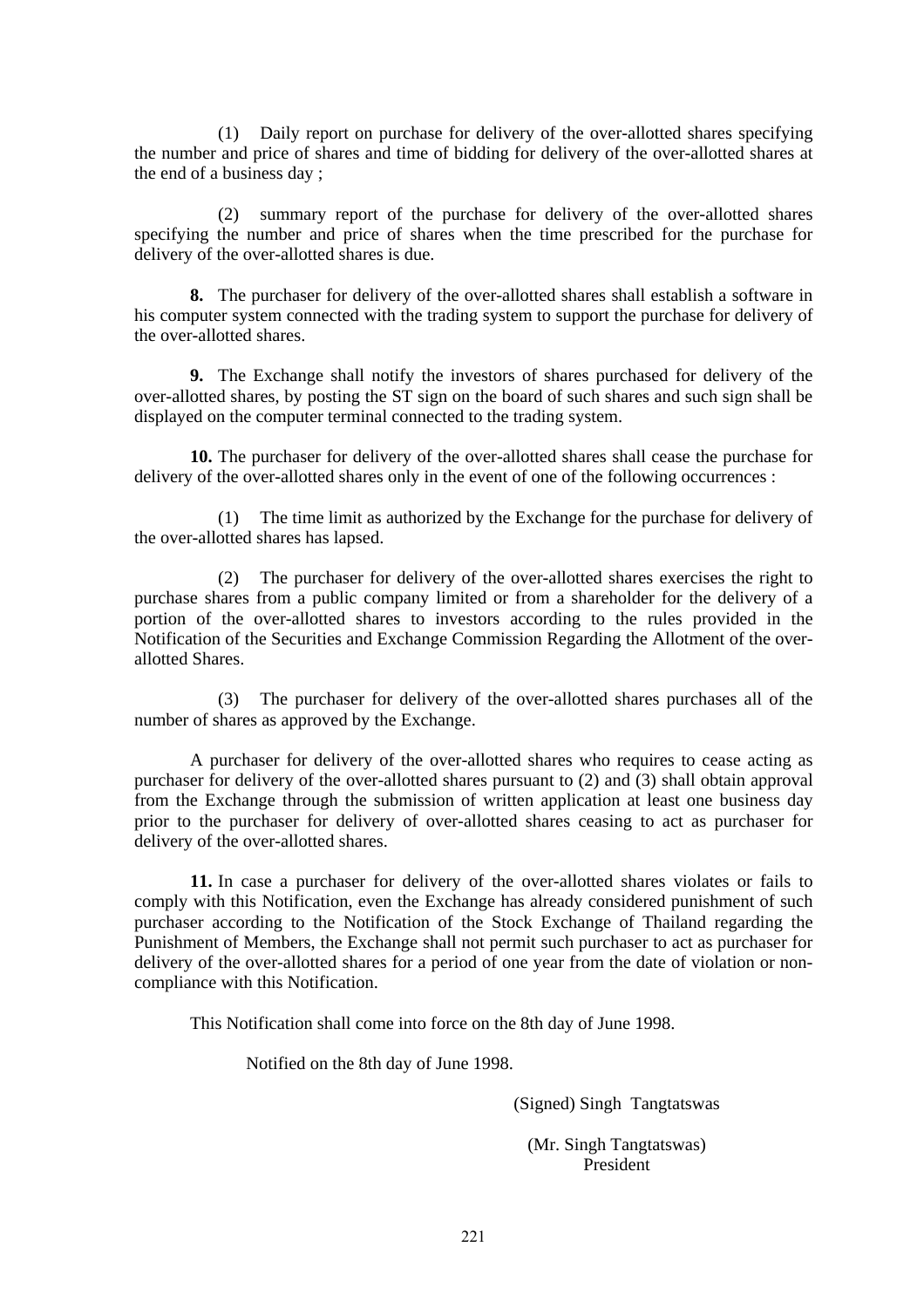(1) Daily report on purchase for delivery of the over-allotted shares specifying the number and price of shares and time of bidding for delivery of the over-allotted shares at the end of a business day ;

(2) summary report of the purchase for delivery of the over-allotted shares specifying the number and price of shares when the time prescribed for the purchase for delivery of the over-allotted shares is due.

**8.** The purchaser for delivery of the over-allotted shares shall establish a software in his computer system connected with the trading system to support the purchase for delivery of the over-allotted shares.

**9.** The Exchange shall notify the investors of shares purchased for delivery of the over-allotted shares, by posting the ST sign on the board of such shares and such sign shall be displayed on the computer terminal connected to the trading system.

**10.** The purchaser for delivery of the over-allotted shares shall cease the purchase for delivery of the over-allotted shares only in the event of one of the following occurrences :

(1) The time limit as authorized by the Exchange for the purchase for delivery of the over-allotted shares has lapsed.

(2) The purchaser for delivery of the over-allotted shares exercises the right to purchase shares from a public company limited or from a shareholder for the delivery of a portion of the over-allotted shares to investors according to the rules provided in the Notification of the Securities and Exchange Commission Regarding the Allotment of the over-allotted Shares.

(3) The purchaser for delivery of the over-allotted shares purchases all of the number of shares as approved by the Exchange.

A purchaser for delivery of the over-allotted shares who requires to cease acting as purchaser for delivery of the over-allotted shares pursuant to (2) and (3) shall obtain approval from the Exchange through the submission of written application at least one business day prior to the purchaser for delivery of over-allotted shares ceasing to act as purchaser for delivery of the over-allotted shares.

**11.** In case a purchaser for delivery of the over-allotted shares violates or fails to comply with this Notification, even the Exchange has already considered punishment of such purchaser according to the Notification of the Stock Exchange of Thailand regarding the Punishment of Members, the Exchange shall not permit such purchaser to act as purchaser for delivery of the over-allotted shares for a period of one year from the date of violation or non-compliance with this Notification.

This Notification shall come into force on the 8th day of June 1998.

Notified on the 8th day of June 1998.

(Signed) Singh Tangtatswas

(Mr. Singh Tangtatswas)
President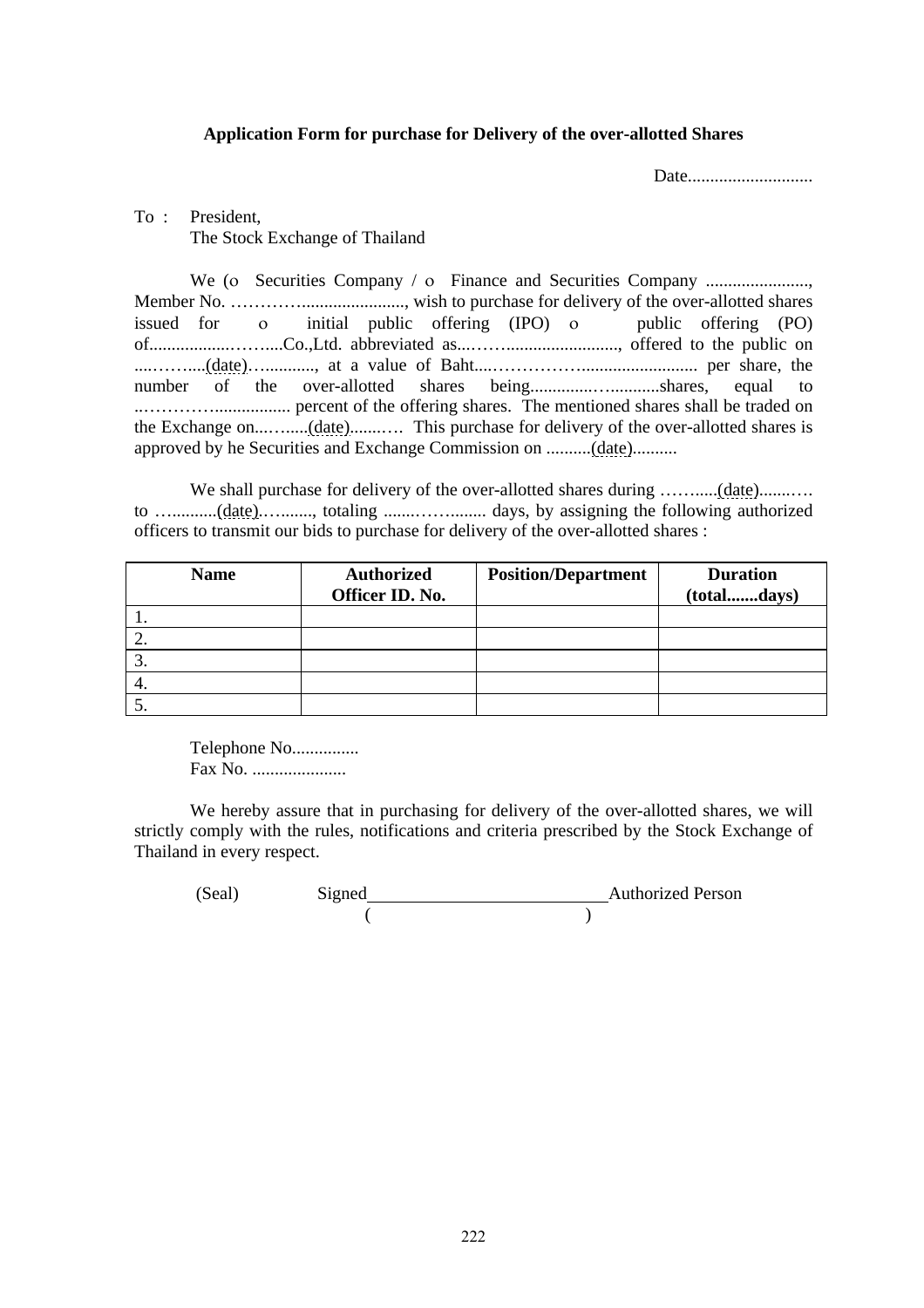**Application Form for purchase for Delivery of the over-allotted Shares**

Date............................

To : President,
The Stock Exchange of Thailand

We (o Securities Company / o Finance and Securities Company ......................., Member No. …………......................., wish to purchase for delivery of the over-allotted shares issued for o initial public offering (IPO) o public offering (PO) of..................……....Co.,Ltd. abbreviated as..……..........................., offered to the public on ....……....(date)…..........., at a value of Baht....……………........................... per share, the number of the over-allotted shares being..............…...........shares, equal to ..………….................. percent of the offering shares. The mentioned shares shall be traded on the Exchange on...……....(date).......… This purchase for delivery of the over-allotted shares is approved by he Securities and Exchange Commission on ..........(date)..........

We shall purchase for delivery of the over-allotted shares during ……......(date).......… to …..........(date).…......., totaling .......……........ days, by assigning the following authorized officers to transmit our bids to purchase for delivery of the over-allotted shares :

| Name | Authorized Officer ID. No. | Position/Department | Duration (total.......days) |
|---|---|---|---|
| 1. | | | |
| 2. | | | |
| 3. | | | |
| 4. | | | |
| 5. | | | |

Telephone No...............
Fax No. .....................

We hereby assure that in purchasing for delivery of the over-allotted shares, we will strictly comply with the rules, notifications and criteria prescribed by the Stock Exchange of Thailand in every respect.

(Seal) Signed__________________________Authorized Person
( )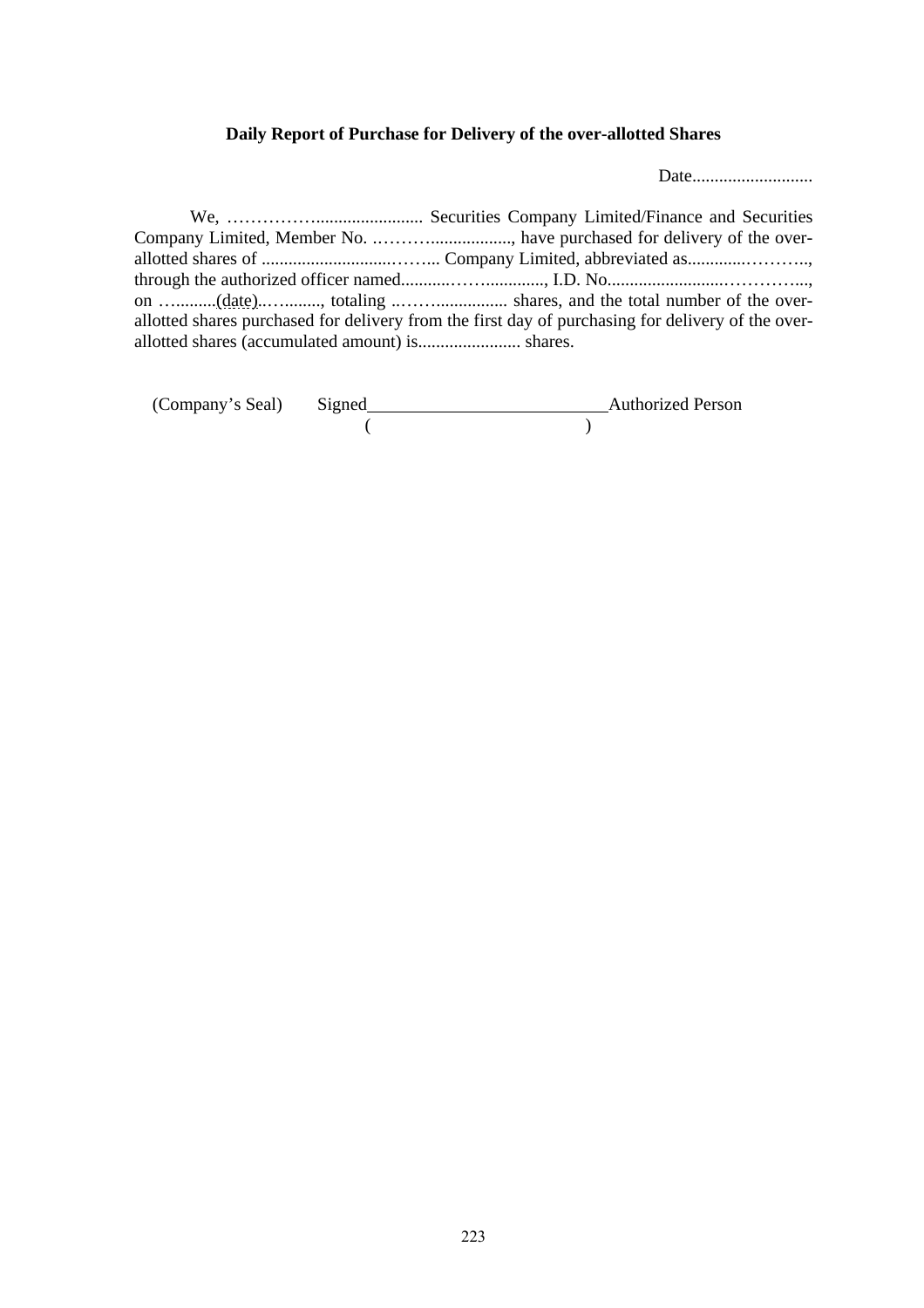**Daily Report of Purchase for Delivery of the over-allotted Shares**

Date...........................

We, ………………........................ Securities Company Limited/Finance and Securities Company Limited, Member No. ..………..................., have purchased for delivery of the over-allotted shares of ............................……... Company Limited, abbreviated as............………..., through the authorized officer named...........……............., I.D. No.........................…………..., on …..........(date)..….........., totaling ..……................ shares, and the total number of the over-allotted shares purchased for delivery from the first day of purchasing for delivery of the over-allotted shares (accumulated amount) is....................... shares.

(Company's Seal) Signed\_\_\_\_\_\_\_\_\_\_\_\_\_\_\_\_\_\_\_\_\_\_\_\_\_\_Authorized Person

( )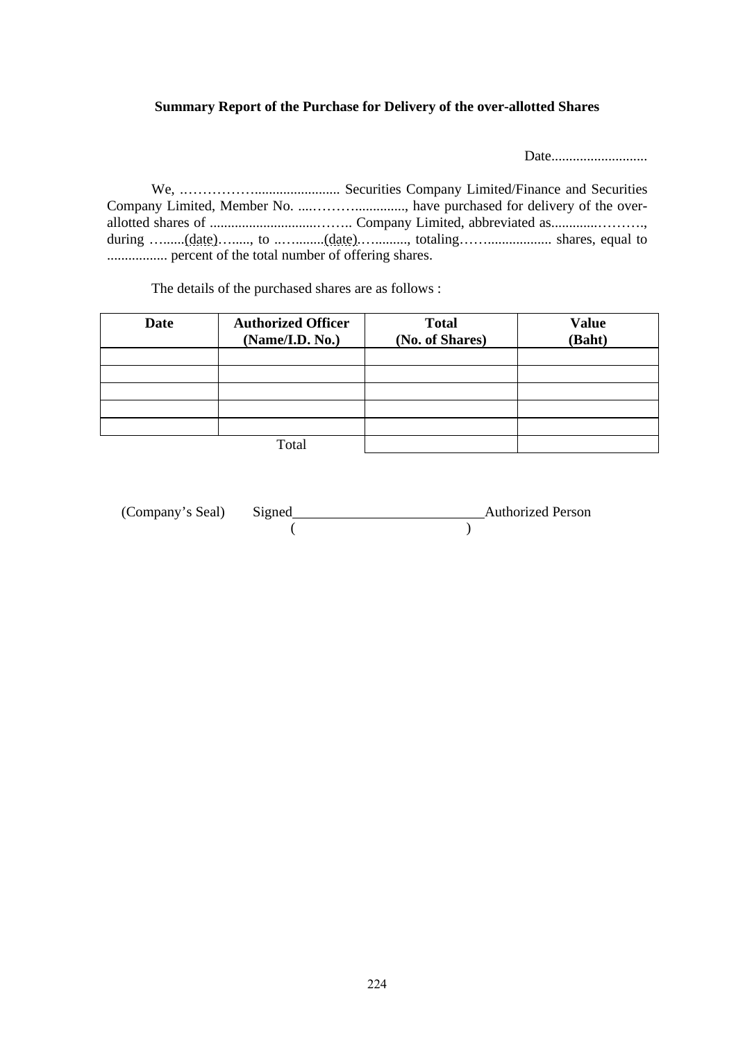**Summary Report of the Purchase for Delivery of the over-allotted Shares**

Date...........................

We, ..……………........................ Securities Company Limited/Finance and Securities Company Limited, Member No. ....……….............., have purchased for delivery of the over-allotted shares of ..............................…….. Company Limited, abbreviated as.............………., during …......(date)…....., to ..…........(date).…........., totaling……................... shares, equal to ................. percent of the total number of offering shares.

The details of the purchased shares are as follows :

| Date | Authorized Officer (Name/I.D. No.) | Total (No. of Shares) | Value (Baht) |
|---|---|---|---|
| | | | |
| | | | |
| | | | |
| | | | |
| | | | |
| Total | | | |

(Company's Seal) Signed\_\_\_\_\_\_\_\_\_\_\_\_\_\_\_\_\_\_\_\_\_\_\_\_\_\_Authorized Person
( )